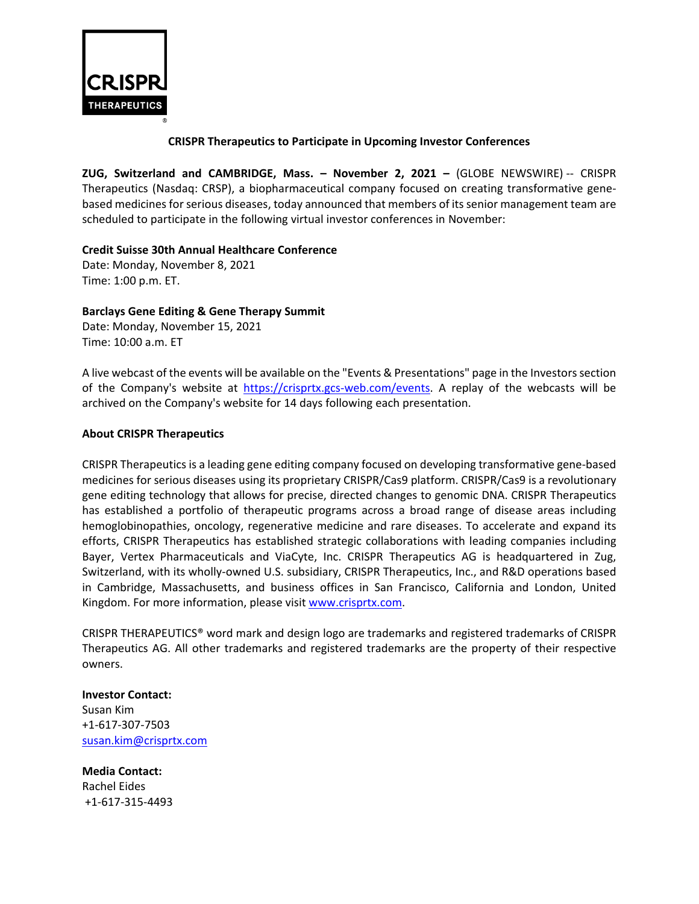# CRISPR Therapeutics to Participate in Upcoming Investor Conferences

**ZUG, Switzerland and CAMBRIDGE, Mass. – November 2, 2021 –** (GLOBE NEWSWIRE) -- CRISPR Therapeutics (Nasdaq: CRSP), a biopharmaceutical company focused on creating transformative gene-based medicines for serious diseases, today announced that members of its senior management team are scheduled to participate in the following virtual investor conferences in November:

**Credit Suisse 30th Annual Healthcare Conference**
Date: Monday, November 8, 2021
Time: 1:00 p.m. ET.

**Barclays Gene Editing & Gene Therapy Summit**
Date: Monday, November 15, 2021
Time: 10:00 a.m. ET

A live webcast of the events will be available on the "Events & Presentations" page in the Investors section of the Company's website at https://crisprtx.gcs-web.com/events. A replay of the webcasts will be archived on the Company's website for 14 days following each presentation.

**About CRISPR Therapeutics**

CRISPR Therapeutics is a leading gene editing company focused on developing transformative gene-based medicines for serious diseases using its proprietary CRISPR/Cas9 platform. CRISPR/Cas9 is a revolutionary gene editing technology that allows for precise, directed changes to genomic DNA. CRISPR Therapeutics has established a portfolio of therapeutic programs across a broad range of disease areas including hemoglobinopathies, oncology, regenerative medicine and rare diseases. To accelerate and expand its efforts, CRISPR Therapeutics has established strategic collaborations with leading companies including Bayer, Vertex Pharmaceuticals and ViaCyte, Inc. CRISPR Therapeutics AG is headquartered in Zug, Switzerland, with its wholly-owned U.S. subsidiary, CRISPR Therapeutics, Inc., and R&D operations based in Cambridge, Massachusetts, and business offices in San Francisco, California and London, United Kingdom. For more information, please visit www.crisprtx.com.

CRISPR THERAPEUTICS® word mark and design logo are trademarks and registered trademarks of CRISPR Therapeutics AG. All other trademarks and registered trademarks are the property of their respective owners.

**Investor Contact:**
Susan Kim
+1-617-307-7503
susan.kim@crisprtx.com

**Media Contact:**
Rachel Eides
+1-617-315-4493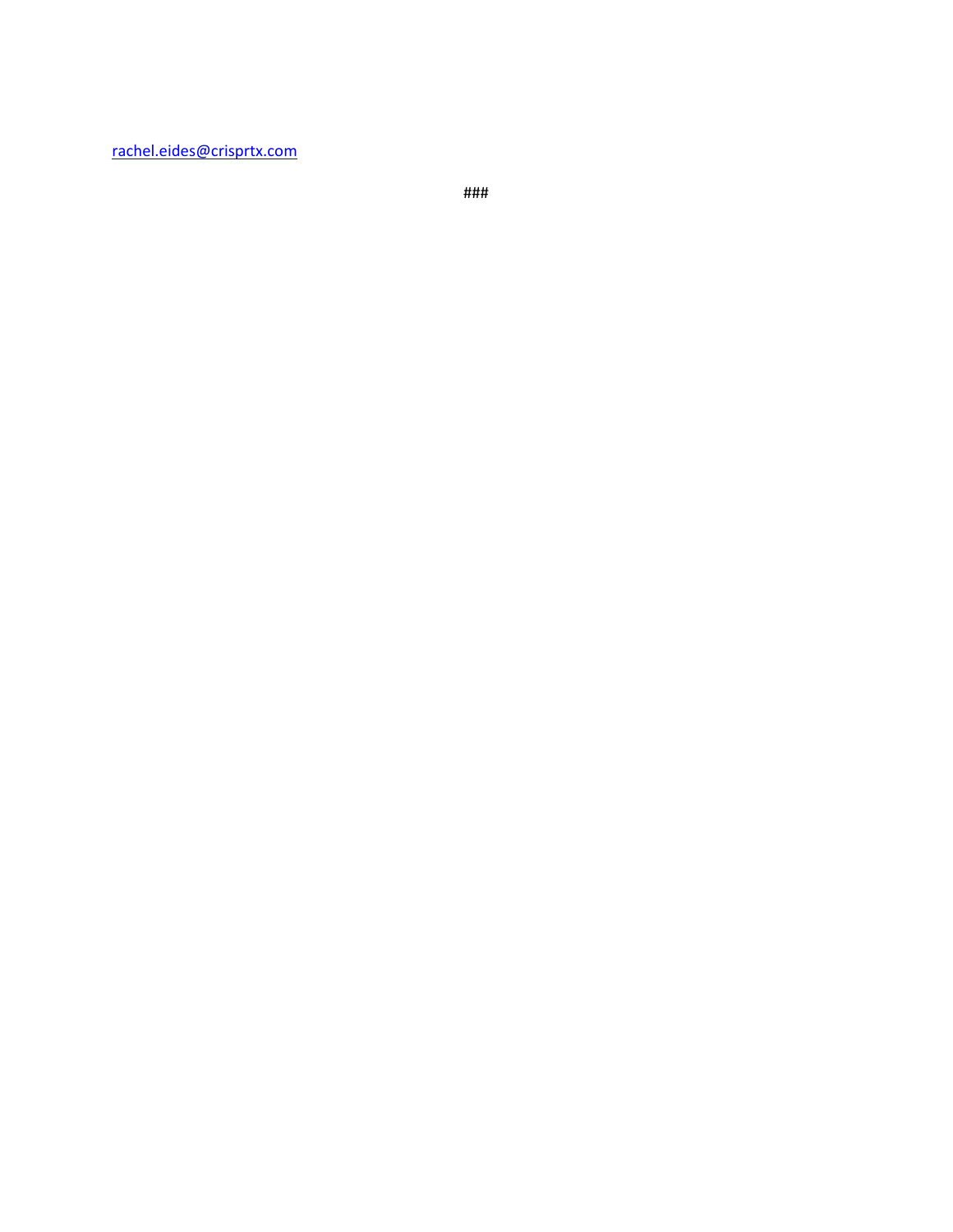rachel.eides@crisprtx.com

###